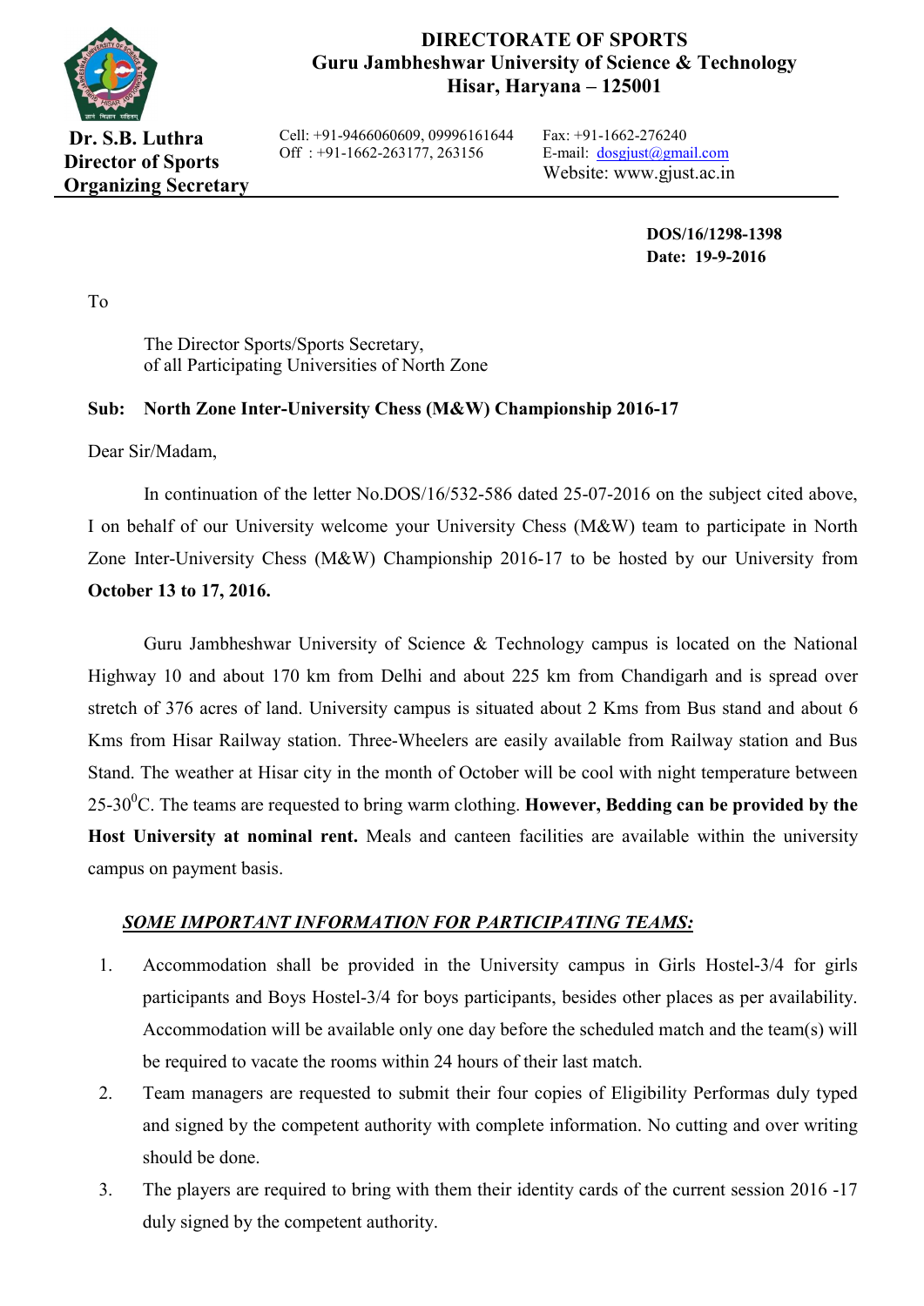# DIRECTORATE OF SPORTS
## Guru Jambheshwar University of Science & Technology
## Hisar, Haryana – 125001

**Dr. S.B. Luthra**
**Director of Sports**
**Organizing Secretary**

Cell: +91-9466060609, 09996161644
Off : +91-1662-263177, 263156

Fax: +91-1662-276240
E-mail: dosgjust@gmail.com
Website: www.gjust.ac.in

**DOS/16/1298-1398**
**Date: 19-9-2016**

To

The Director Sports/Sports Secretary,
of all Participating Universities of North Zone

**Sub: North Zone Inter-University Chess (M&W) Championship 2016-17**

Dear Sir/Madam,

In continuation of the letter No.DOS/16/532-586 dated 25-07-2016 on the subject cited above, I on behalf of our University welcome your University Chess (M&W) team to participate in North Zone Inter-University Chess (M&W) Championship 2016-17 to be hosted by our University from **October 13 to 17, 2016.**

Guru Jambheshwar University of Science & Technology campus is located on the National Highway 10 and about 170 km from Delhi and about 225 km from Chandigarh and is spread over stretch of 376 acres of land. University campus is situated about 2 Kms from Bus stand and about 6 Kms from Hisar Railway station. Three-Wheelers are easily available from Railway station and Bus Stand. The weather at Hisar city in the month of October will be cool with night temperature between 25-30$^0$C. The teams are requested to bring warm clothing. **However, Bedding can be provided by the Host University at nominal rent.** Meals and canteen facilities are available within the university campus on payment basis.

***SOME IMPORTANT INFORMATION FOR PARTICIPATING TEAMS:***

1. Accommodation shall be provided in the University campus in Girls Hostel-3/4 for girls participants and Boys Hostel-3/4 for boys participants, besides other places as per availability. Accommodation will be available only one day before the scheduled match and the team(s) will be required to vacate the rooms within 24 hours of their last match.
2. Team managers are requested to submit their four copies of Eligibility Performas duly typed and signed by the competent authority with complete information. No cutting and over writing should be done.
3. The players are required to bring with them their identity cards of the current session 2016 -17 duly signed by the competent authority.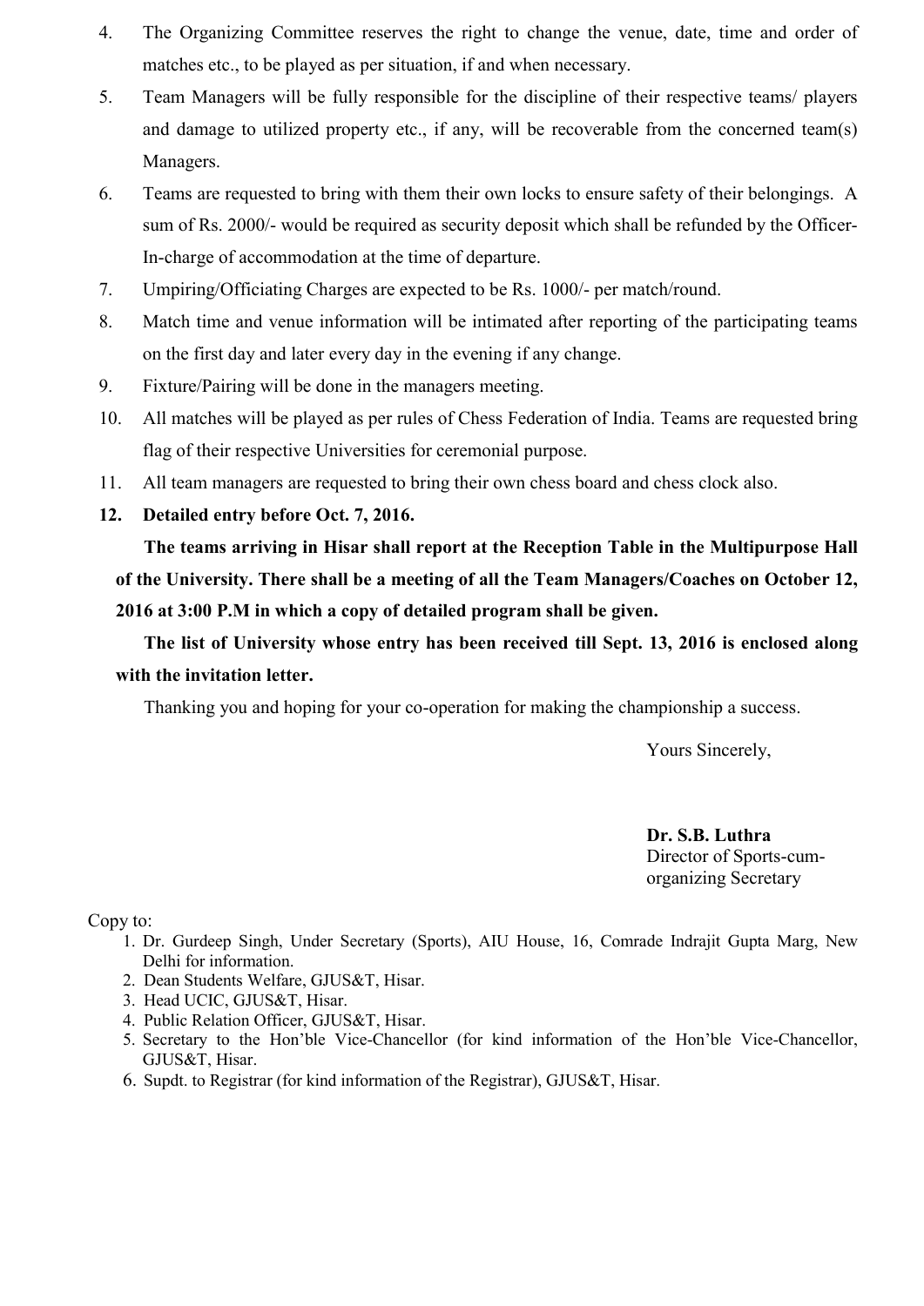4. The Organizing Committee reserves the right to change the venue, date, time and order of matches etc., to be played as per situation, if and when necessary.
5. Team Managers will be fully responsible for the discipline of their respective teams/ players and damage to utilized property etc., if any, will be recoverable from the concerned team(s) Managers.
6. Teams are requested to bring with them their own locks to ensure safety of their belongings. A sum of Rs. 2000/- would be required as security deposit which shall be refunded by the Officer-In-charge of accommodation at the time of departure.
7. Umpiring/Officiating Charges are expected to be Rs. 1000/- per match/round.
8. Match time and venue information will be intimated after reporting of the participating teams on the first day and later every day in the evening if any change.
9. Fixture/Pairing will be done in the managers meeting.
10. All matches will be played as per rules of Chess Federation of India. Teams are requested bring flag of their respective Universities for ceremonial purpose.
11. All team managers are requested to bring their own chess board and chess clock also.
12. **Detailed entry before Oct. 7, 2016.**

**The teams arriving in Hisar shall report at the Reception Table in the Multipurpose Hall of the University. There shall be a meeting of all the Team Managers/Coaches on October 12, 2016 at 3:00 P.M in which a copy of detailed program shall be given.**

**The list of University whose entry has been received till Sept. 13, 2016 is enclosed along with the invitation letter.**

Thanking you and hoping for your co-operation for making the championship a success.

Yours Sincerely,

**Dr. S.B. Luthra**
Director of Sports-cum-organizing Secretary

Copy to:

1. Dr. Gurdeep Singh, Under Secretary (Sports), AIU House, 16, Comrade Indrajit Gupta Marg, New Delhi for information.
2. Dean Students Welfare, GJUS&T, Hisar.
3. Head UCIC, GJUS&T, Hisar.
4. Public Relation Officer, GJUS&T, Hisar.
5. Secretary to the Hon'ble Vice-Chancellor (for kind information of the Hon'ble Vice-Chancellor, GJUS&T, Hisar.
6. Supdt. to Registrar (for kind information of the Registrar), GJUS&T, Hisar.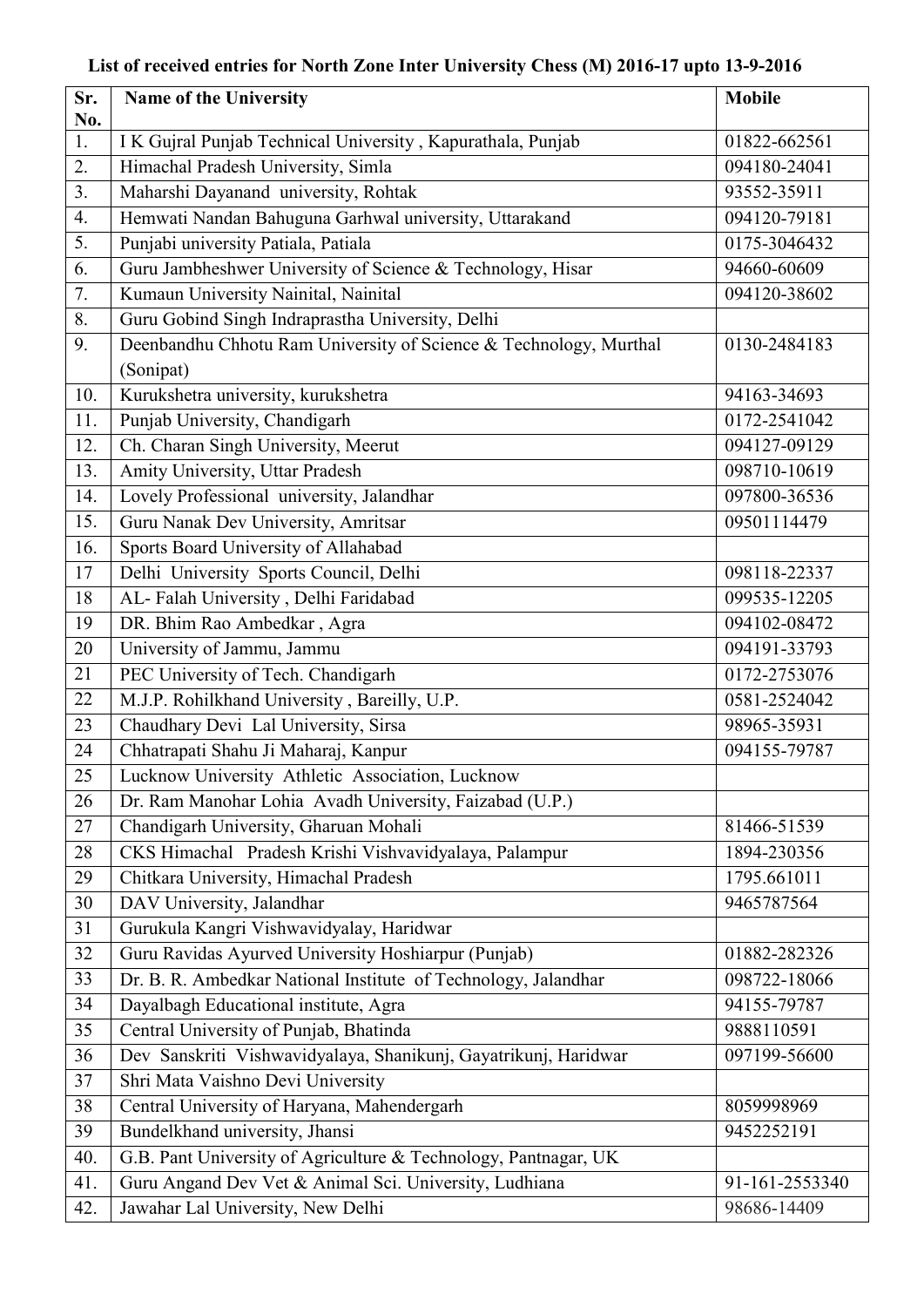**List of received entries for North Zone Inter University Chess (M) 2016-17 upto 13-9-2016**

| Sr. No. | Name of the University | Mobile |
|---|---|---|
| 1. | I K Gujral Punjab Technical University , Kapurathala, Punjab | 01822-662561 |
| 2. | Himachal Pradesh University, Simla | 094180-24041 |
| 3. | Maharshi Dayanand university, Rohtak | 93552-35911 |
| 4. | Hemwati Nandan Bahuguna Garhwal university, Uttarakand | 094120-79181 |
| 5. | Punjabi university Patiala, Patiala | 0175-3046432 |
| 6. | Guru Jambheshwer University of Science & Technology, Hisar | 94660-60609 |
| 7. | Kumaun University Nainital, Nainital | 094120-38602 |
| 8. | Guru Gobind Singh Indraprastha University, Delhi | |
| 9. | Deenbandhu Chhotu Ram University of Science & Technology, Murthal (Sonipat) | 0130-2484183 |
| 10. | Kurukshetra university, kurukshetra | 94163-34693 |
| 11. | Punjab University, Chandigarh | 0172-2541042 |
| 12. | Ch. Charan Singh University, Meerut | 094127-09129 |
| 13. | Amity University, Uttar Pradesh | 098710-10619 |
| 14. | Lovely Professional university, Jalandhar | 097800-36536 |
| 15. | Guru Nanak Dev University, Amritsar | 09501114479 |
| 16. | Sports Board University of Allahabad | |
| 17 | Delhi University Sports Council, Delhi | 098118-22337 |
| 18 | AL- Falah University , Delhi Faridabad | 099535-12205 |
| 19 | DR. Bhim Rao Ambedkar , Agra | 094102-08472 |
| 20 | University of Jammu, Jammu | 094191-33793 |
| 21 | PEC University of Tech. Chandigarh | 0172-2753076 |
| 22 | M.J.P. Rohilkhand University , Bareilly, U.P. | 0581-2524042 |
| 23 | Chaudhary Devi Lal University, Sirsa | 98965-35931 |
| 24 | Chhatrapati Shahu Ji Maharaj, Kanpur | 094155-79787 |
| 25 | Lucknow University Athletic Association, Lucknow | |
| 26 | Dr. Ram Manohar Lohia Avadh University, Faizabad (U.P.) | |
| 27 | Chandigarh University, Gharuan Mohali | 81466-51539 |
| 28 | CKS Himachal Pradesh Krishi Vishvavidyalaya, Palampur | 1894-230356 |
| 29 | Chitkara University, Himachal Pradesh | 1795.661011 |
| 30 | DAV University, Jalandhar | 9465787564 |
| 31 | Gurukula Kangri Vishwavidyalay, Haridwar | |
| 32 | Guru Ravidas Ayurved University Hoshiarpur (Punjab) | 01882-282326 |
| 33 | Dr. B. R. Ambedkar National Institute of Technology, Jalandhar | 098722-18066 |
| 34 | Dayalbagh Educational institute, Agra | 94155-79787 |
| 35 | Central University of Punjab, Bhatinda | 9888110591 |
| 36 | Dev Sanskriti Vishwavidyalaya, Shanikunj, Gayatrikunj, Haridwar | 097199-56600 |
| 37 | Shri Mata Vaishno Devi University | |
| 38 | Central University of Haryana, Mahendergarh | 8059998969 |
| 39 | Bundelkhand university, Jhansi | 9452252191 |
| 40. | G.B. Pant University of Agriculture & Technology, Pantnagar, UK | |
| 41. | Guru Angand Dev Vet & Animal Sci. University, Ludhiana | 91-161-2553340 |
| 42. | Jawahar Lal University, New Delhi | 98686-14409 |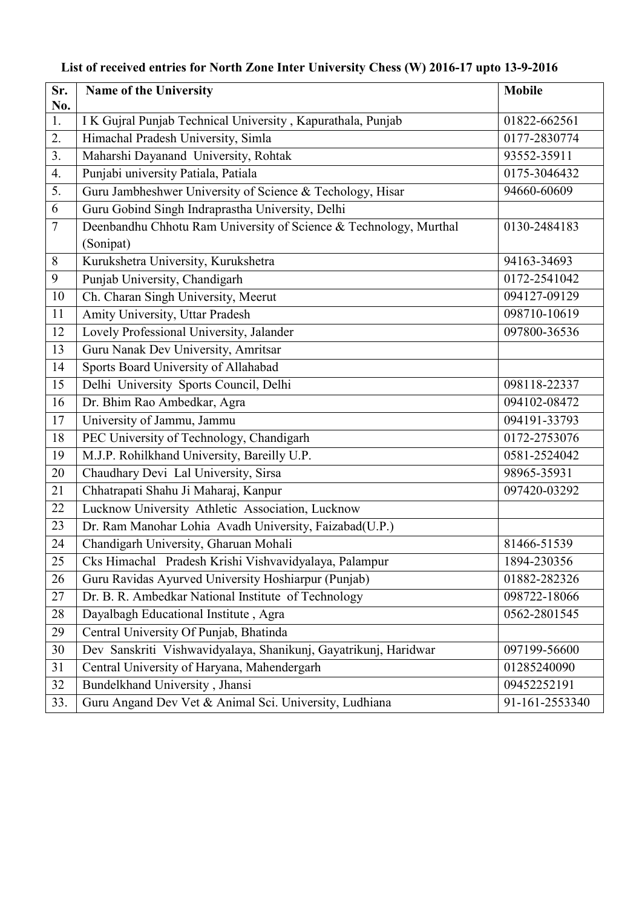**List of received entries for North Zone Inter University Chess (W) 2016-17 upto 13-9-2016**

| Sr. No. | Name of the University | Mobile |
|---|---|---|
| 1. | I K Gujral Punjab Technical University , Kapurathala, Punjab | 01822-662561 |
| 2. | Himachal Pradesh University, Simla | 0177-2830774 |
| 3. | Maharshi Dayanand University, Rohtak | 93552-35911 |
| 4. | Punjabi university Patiala, Patiala | 0175-3046432 |
| 5. | Guru Jambheshwer University of Science & Techology, Hisar | 94660-60609 |
| 6 | Guru Gobind Singh Indraprastha University, Delhi | |
| 7 | Deenbandhu Chhotu Ram University of Science & Technology, Murthal (Sonipat) | 0130-2484183 |
| 8 | Kurukshetra University, Kurukshetra | 94163-34693 |
| 9 | Punjab University, Chandigarh | 0172-2541042 |
| 10 | Ch. Charan Singh University, Meerut | 094127-09129 |
| 11 | Amity University, Uttar Pradesh | 098710-10619 |
| 12 | Lovely Professional University, Jalander | 097800-36536 |
| 13 | Guru Nanak Dev University, Amritsar | |
| 14 | Sports Board University of Allahabad | |
| 15 | Delhi University Sports Council, Delhi | 098118-22337 |
| 16 | Dr. Bhim Rao Ambedkar, Agra | 094102-08472 |
| 17 | University of Jammu, Jammu | 094191-33793 |
| 18 | PEC University of Technology, Chandigarh | 0172-2753076 |
| 19 | M.J.P. Rohilkhand University, Bareilly U.P. | 0581-2524042 |
| 20 | Chaudhary Devi Lal University, Sirsa | 98965-35931 |
| 21 | Chhatrapati Shahu Ji Maharaj, Kanpur | 097420-03292 |
| 22 | Lucknow University Athletic Association, Lucknow | |
| 23 | Dr. Ram Manohar Lohia Avadh University, Faizabad(U.P.) | |
| 24 | Chandigarh University, Gharuan Mohali | 81466-51539 |
| 25 | Cks Himachal Pradesh Krishi Vishvavidyalaya, Palampur | 1894-230356 |
| 26 | Guru Ravidas Ayurved University Hoshiarpur (Punjab) | 01882-282326 |
| 27 | Dr. B. R. Ambedkar National Institute of Technology | 098722-18066 |
| 28 | Dayalbagh Educational Institute , Agra | 0562-2801545 |
| 29 | Central University Of Punjab, Bhatinda | |
| 30 | Dev Sanskriti Vishwavidyalaya, Shanikunj, Gayatrikunj, Haridwar | 097199-56600 |
| 31 | Central University of Haryana, Mahendergarh | 01285240090 |
| 32 | Bundelkhand University , Jhansi | 09452252191 |
| 33. | Guru Angand Dev Vet & Animal Sci. University, Ludhiana | 91-161-2553340 |